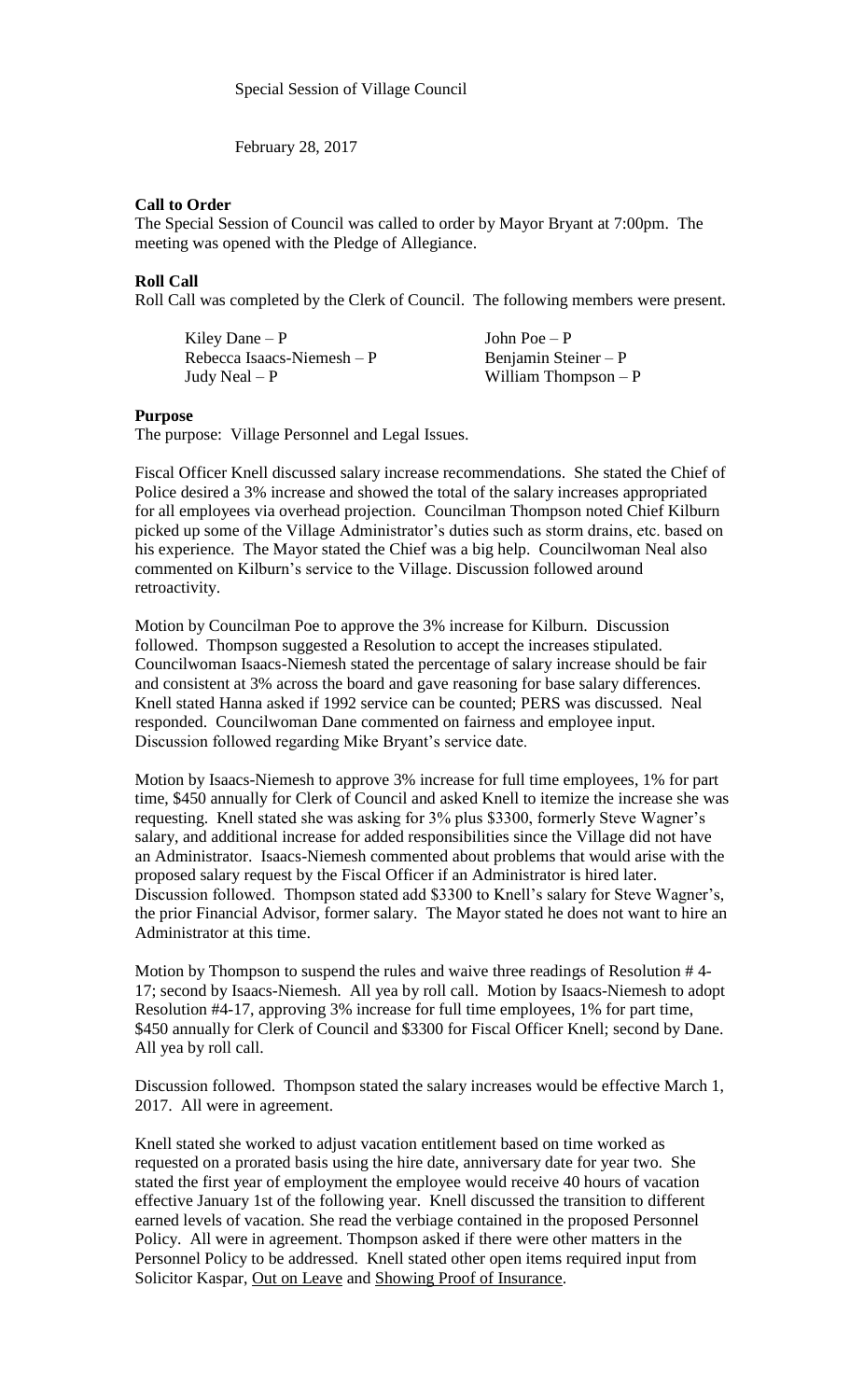Special Session of Village Council

February 28, 2017

**Call to Order**

The Special Session of Council was called to order by Mayor Bryant at 7:00pm. The meeting was opened with the Pledge of Allegiance.

**Roll Call**

Roll Call was completed by the Clerk of Council. The following members were present.

Kiley Dane – P
Rebecca Isaacs-Niemesh – P
Judy Neal – P
John Poe – P
Benjamin Steiner – P
William Thompson – P

**Purpose**

The purpose: Village Personnel and Legal Issues.

Fiscal Officer Knell discussed salary increase recommendations. She stated the Chief of Police desired a 3% increase and showed the total of the salary increases appropriated for all employees via overhead projection. Councilman Thompson noted Chief Kilburn picked up some of the Village Administrator's duties such as storm drains, etc. based on his experience. The Mayor stated the Chief was a big help. Councilwoman Neal also commented on Kilburn's service to the Village. Discussion followed around retroactivity.

Motion by Councilman Poe to approve the 3% increase for Kilburn. Discussion followed. Thompson suggested a Resolution to accept the increases stipulated. Councilwoman Isaacs-Niemesh stated the percentage of salary increase should be fair and consistent at 3% across the board and gave reasoning for base salary differences. Knell stated Hanna asked if 1992 service can be counted; PERS was discussed. Neal responded. Councilwoman Dane commented on fairness and employee input. Discussion followed regarding Mike Bryant's service date.

Motion by Isaacs-Niemesh to approve 3% increase for full time employees, 1% for part time, $450 annually for Clerk of Council and asked Knell to itemize the increase she was requesting. Knell stated she was asking for 3% plus $3300, formerly Steve Wagner's salary, and additional increase for added responsibilities since the Village did not have an Administrator. Isaacs-Niemesh commented about problems that would arise with the proposed salary request by the Fiscal Officer if an Administrator is hired later. Discussion followed. Thompson stated add $3300 to Knell's salary for Steve Wagner's, the prior Financial Advisor, former salary. The Mayor stated he does not want to hire an Administrator at this time.

Motion by Thompson to suspend the rules and waive three readings of Resolution # 4-17; second by Isaacs-Niemesh. All yea by roll call. Motion by Isaacs-Niemesh to adopt Resolution #4-17, approving 3% increase for full time employees, 1% for part time, $450 annually for Clerk of Council and $3300 for Fiscal Officer Knell; second by Dane. All yea by roll call.

Discussion followed. Thompson stated the salary increases would be effective March 1, 2017. All were in agreement.

Knell stated she worked to adjust vacation entitlement based on time worked as requested on a prorated basis using the hire date, anniversary date for year two. She stated the first year of employment the employee would receive 40 hours of vacation effective January 1st of the following year. Knell discussed the transition to different earned levels of vacation. She read the verbiage contained in the proposed Personnel Policy. All were in agreement. Thompson asked if there were other matters in the Personnel Policy to be addressed. Knell stated other open items required input from Solicitor Kaspar, Out on Leave and Showing Proof of Insurance.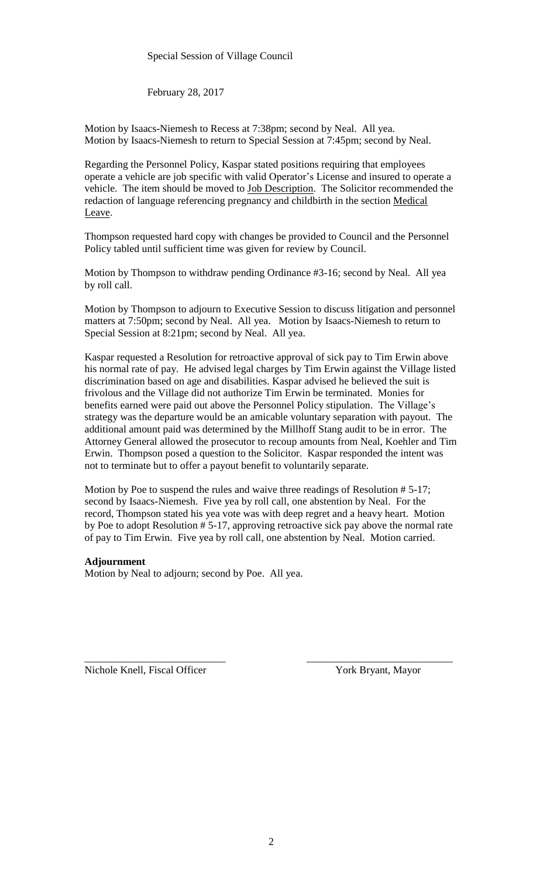Special Session of Village Council

February 28, 2017

Motion by Isaacs-Niemesh to Recess at 7:38pm; second by Neal. All yea.
Motion by Isaacs-Niemesh to return to Special Session at 7:45pm; second by Neal.

Regarding the Personnel Policy, Kaspar stated positions requiring that employees operate a vehicle are job specific with valid Operator's License and insured to operate a vehicle. The item should be moved to Job Description. The Solicitor recommended the redaction of language referencing pregnancy and childbirth in the section Medical Leave.

Thompson requested hard copy with changes be provided to Council and the Personnel Policy tabled until sufficient time was given for review by Council.

Motion by Thompson to withdraw pending Ordinance #3-16; second by Neal. All yea by roll call.

Motion by Thompson to adjourn to Executive Session to discuss litigation and personnel matters at 7:50pm; second by Neal. All yea. Motion by Isaacs-Niemesh to return to Special Session at 8:21pm; second by Neal. All yea.

Kaspar requested a Resolution for retroactive approval of sick pay to Tim Erwin above his normal rate of pay. He advised legal charges by Tim Erwin against the Village listed discrimination based on age and disabilities. Kaspar advised he believed the suit is frivolous and the Village did not authorize Tim Erwin be terminated. Monies for benefits earned were paid out above the Personnel Policy stipulation. The Village's strategy was the departure would be an amicable voluntary separation with payout. The additional amount paid was determined by the Millhoff Stang audit to be in error. The Attorney General allowed the prosecutor to recoup amounts from Neal, Koehler and Tim Erwin. Thompson posed a question to the Solicitor. Kaspar responded the intent was not to terminate but to offer a payout benefit to voluntarily separate.

Motion by Poe to suspend the rules and waive three readings of Resolution # 5-17; second by Isaacs-Niemesh. Five yea by roll call, one abstention by Neal. For the record, Thompson stated his yea vote was with deep regret and a heavy heart. Motion by Poe to adopt Resolution # 5-17, approving retroactive sick pay above the normal rate of pay to Tim Erwin. Five yea by roll call, one abstention by Neal. Motion carried.

**Adjournment**
Motion by Neal to adjourn; second by Poe. All yea.

\_\_\_\_\_\_\_\_\_\_\_\_\_\_\_\_\_\_\_\_\_\_\_\_\_\_\_\_ \_\_\_\_\_\_\_\_\_\_\_\_\_\_\_\_\_\_\_\_\_\_\_\_\_\_\_\_
Nichole Knell, Fiscal Officer York Bryant, Mayor